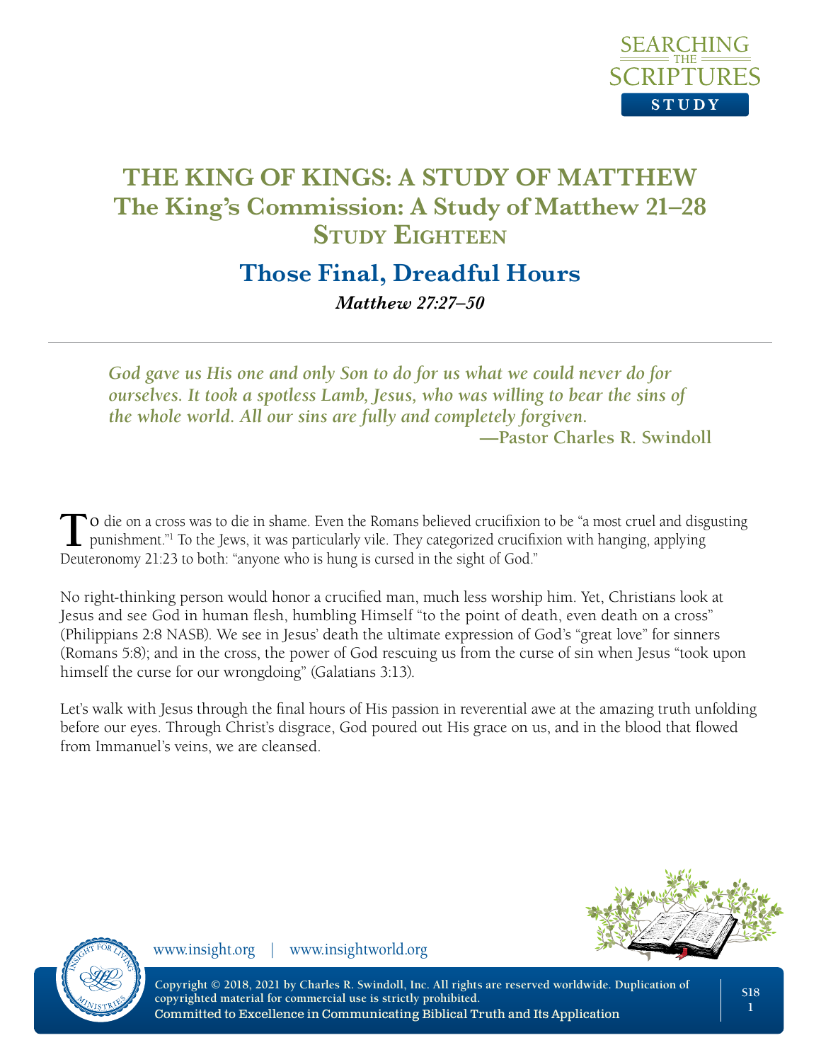# THE KING OF KINGS: A STUDY OF MATTHEW
## The King's Commission: A Study of Matthew 21–28
## Study Eighteen

# Those Final, Dreadful Hours

***Matthew 27:27–50***

---

> ***God gave us His one and only Son to do for us what we could never do for ourselves. It took a spotless Lamb, Jesus, who was willing to bear the sins of the whole world. All our sins are fully and completely forgiven.***
>
> **—Pastor Charles R. Swindoll**

To die on a cross was to die in shame. Even the Romans believed crucifixion to be "a most cruel and disgusting punishment."[1] To the Jews, it was particularly vile. They categorized crucifixion with hanging, applying Deuteronomy 21:23 to both: "anyone who is hung is cursed in the sight of God."

No right-thinking person would honor a crucified man, much less worship him. Yet, Christians look at Jesus and see God in human flesh, humbling Himself "to the point of death, even death on a cross" (Philippians 2:8 NASB). We see in Jesus' death the ultimate expression of God's "great love" for sinners (Romans 5:8); and in the cross, the power of God rescuing us from the curse of sin when Jesus "took upon himself the curse for our wrongdoing" (Galatians 3:13).

Let's walk with Jesus through the final hours of His passion in reverential awe at the amazing truth unfolding before our eyes. Through Christ's disgrace, God poured out His grace on us, and in the blood that flowed from Immanuel's veins, we are cleansed.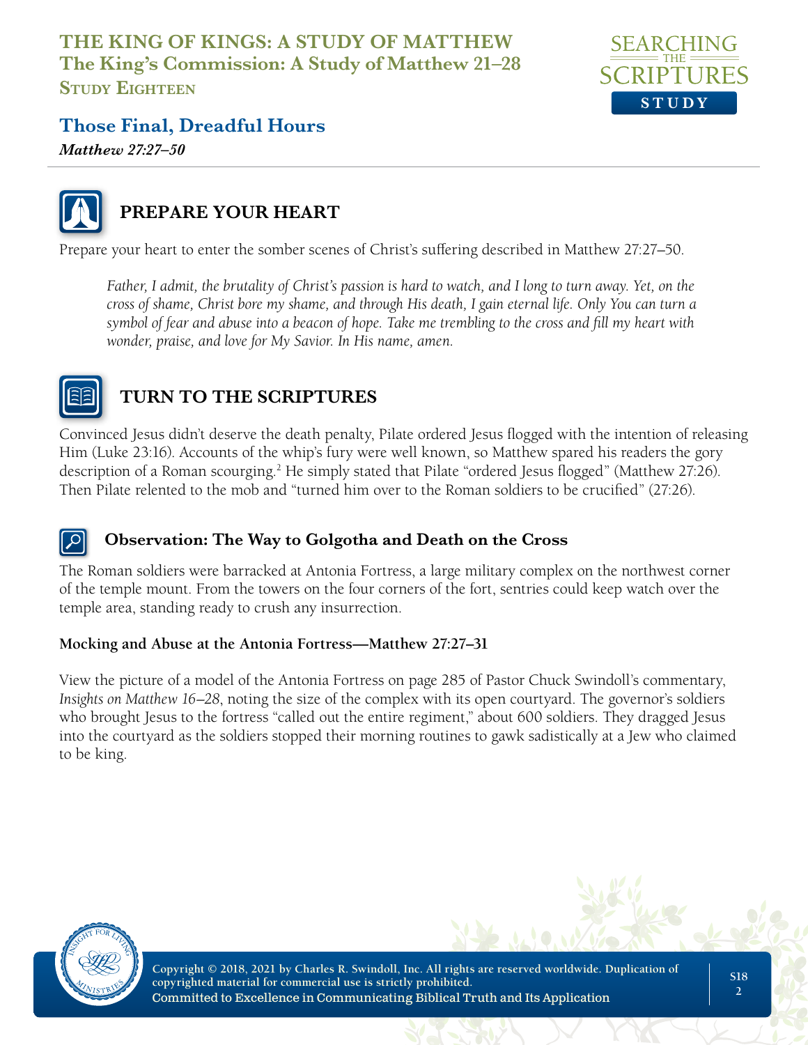# Those Final, Dreadful Hours

*Matthew 27:27–50*

## PREPARE YOUR HEART

Prepare your heart to enter the somber scenes of Christ's suffering described in Matthew 27:27–50.

> *Father, I admit, the brutality of Christ's passion is hard to watch, and I long to turn away. Yet, on the cross of shame, Christ bore my shame, and through His death, I gain eternal life. Only You can turn a symbol of fear and abuse into a beacon of hope. Take me trembling to the cross and fill my heart with wonder, praise, and love for My Savior. In His name, amen.*

## TURN TO THE SCRIPTURES

Convinced Jesus didn't deserve the death penalty, Pilate ordered Jesus flogged with the intention of releasing Him (Luke 23:16). Accounts of the whip's fury were well known, so Matthew spared his readers the gory description of a Roman scourging.[2] He simply stated that Pilate "ordered Jesus flogged" (Matthew 27:26). Then Pilate relented to the mob and "turned him over to the Roman soldiers to be crucified" (27:26).

### Observation: The Way to Golgotha and Death on the Cross

The Roman soldiers were barracked at Antonia Fortress, a large military complex on the northwest corner of the temple mount. From the towers on the four corners of the fort, sentries could keep watch over the temple area, standing ready to crush any insurrection.

**Mocking and Abuse at the Antonia Fortress—Matthew 27:27–31**

View the picture of a model of the Antonia Fortress on page 285 of Pastor Chuck Swindoll's commentary, *Insights on Matthew 16–28*, noting the size of the complex with its open courtyard. The governor's soldiers who brought Jesus to the fortress "called out the entire regiment," about 600 soldiers. They dragged Jesus into the courtyard as the soldiers stopped their morning routines to gawk sadistically at a Jew who claimed to be king.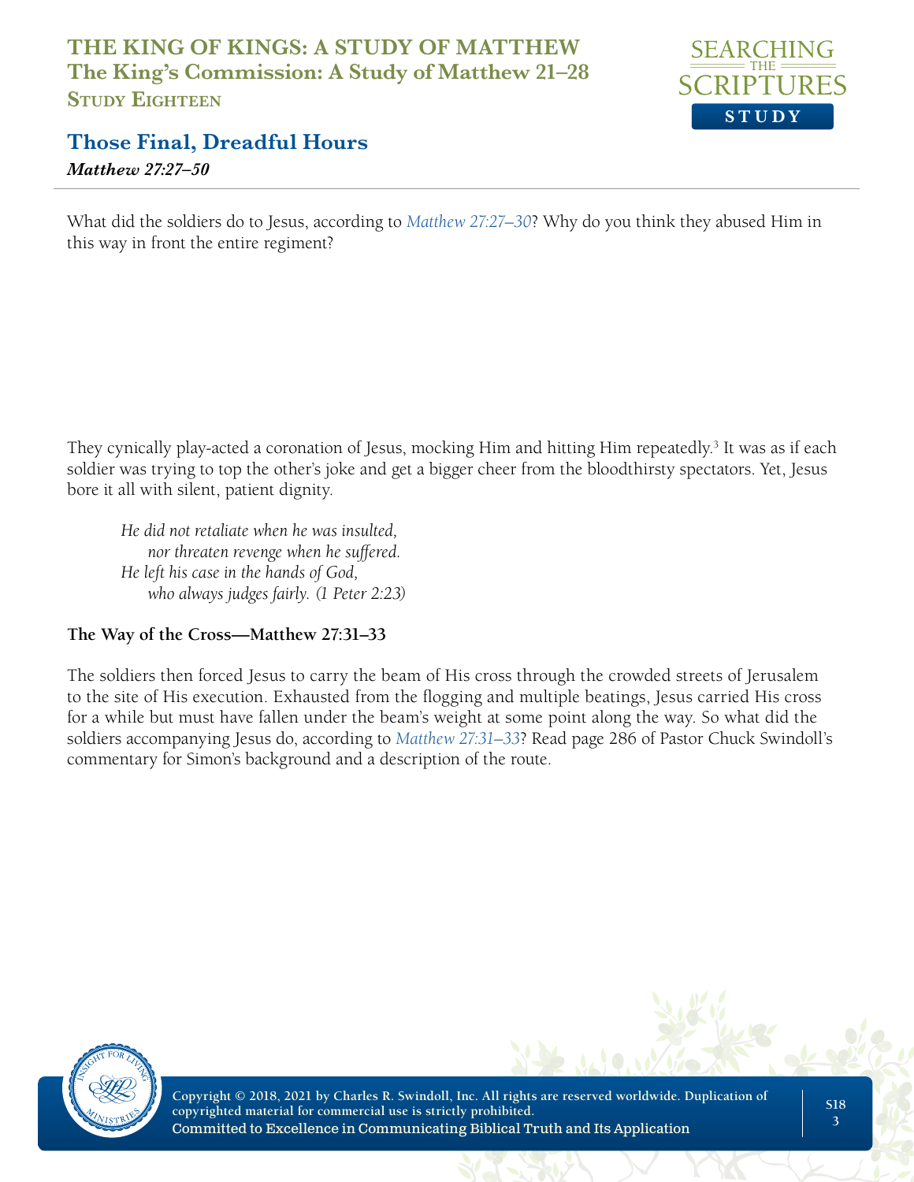What did the soldiers do to Jesus, according to *Matthew 27:27–30*? Why do you think they abused Him in this way in front the entire regiment?

They cynically play-acted a coronation of Jesus, mocking Him and hitting Him repeatedly.[3] It was as if each soldier was trying to top the other's joke and get a bigger cheer from the bloodthirsty spectators. Yet, Jesus bore it all with silent, patient dignity.

> *He did not retaliate when he was insulted,*
> *nor threaten revenge when he suffered.*
> *He left his case in the hands of God,*
> *who always judges fairly. (1 Peter 2:23)*

**The Way of the Cross—Matthew 27:31–33**

The soldiers then forced Jesus to carry the beam of His cross through the crowded streets of Jerusalem to the site of His execution. Exhausted from the flogging and multiple beatings, Jesus carried His cross for a while but must have fallen under the beam's weight at some point along the way. So what did the soldiers accompanying Jesus do, according to *Matthew 27:31–33*? Read page 286 of Pastor Chuck Swindoll's commentary for Simon's background and a description of the route.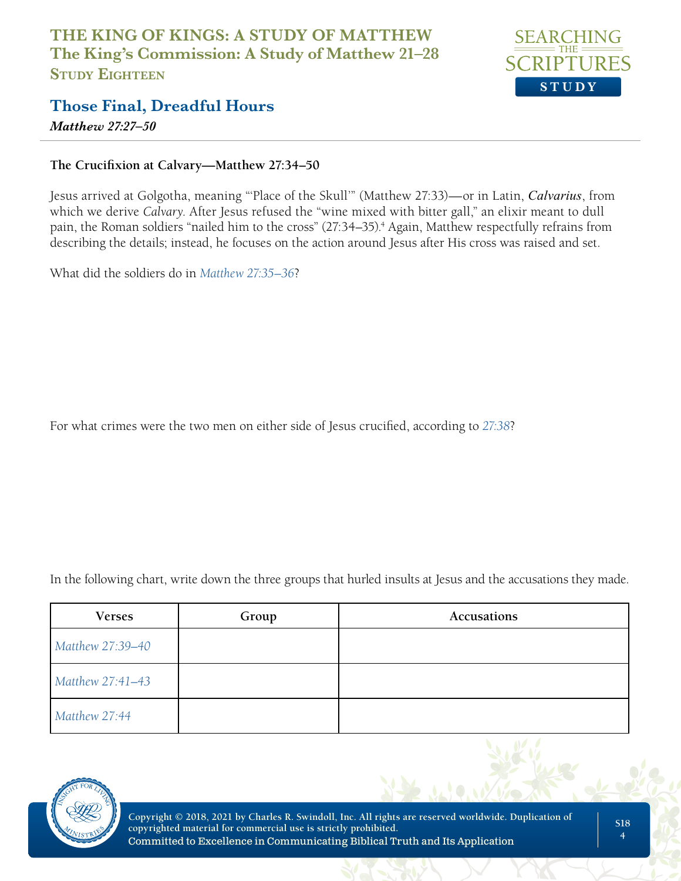### The Crucifixion at Calvary—Matthew 27:34–50

Jesus arrived at Golgotha, meaning "'Place of the Skull'" (Matthew 27:33)—or in Latin, ***Calvarius***, from which we derive *Calvary*. After Jesus refused the "wine mixed with bitter gall," an elixir meant to dull pain, the Roman soldiers "nailed him to the cross" (27:34–35).[4] Again, Matthew respectfully refrains from describing the details; instead, he focuses on the action around Jesus after His cross was raised and set.

What did the soldiers do in *Matthew 27:35–36*?

For what crimes were the two men on either side of Jesus crucified, according to *27:38*?

In the following chart, write down the three groups that hurled insults at Jesus and the accusations they made.

| Verses | Group | Accusations |
|---|---|---|
| *Matthew 27:39–40* | | |
| *Matthew 27:41–43* | | |
| *Matthew 27:44* | | |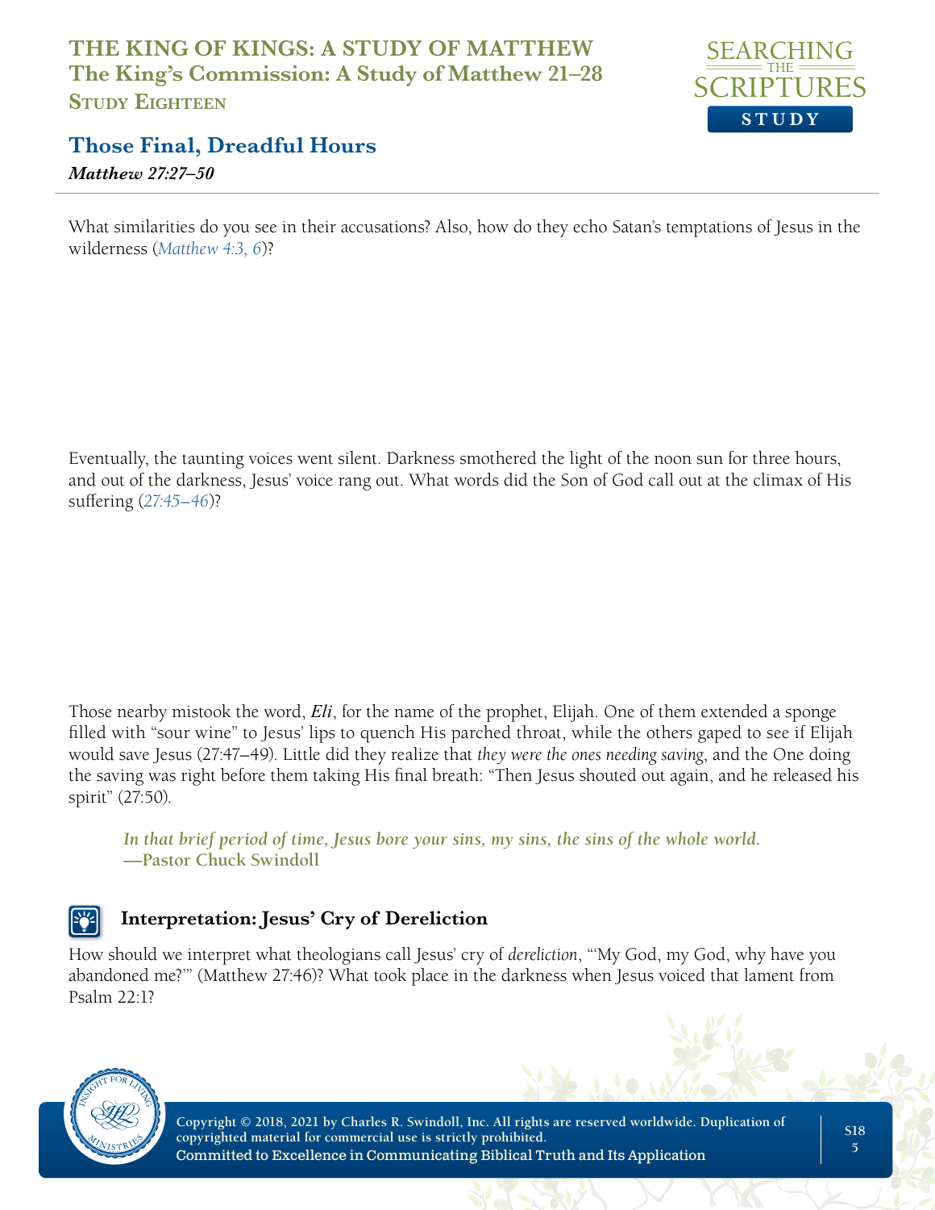What similarities do you see in their accusations? Also, how do they echo Satan's temptations of Jesus in the wilderness (*Matthew 4:3, 6*)?

Eventually, the taunting voices went silent. Darkness smothered the light of the noon sun for three hours, and out of the darkness, Jesus' voice rang out. What words did the Son of God call out at the climax of His suffering (*27:45–46*)?

Those nearby mistook the word, ***Eli***, for the name of the prophet, Elijah. One of them extended a sponge filled with "sour wine" to Jesus' lips to quench His parched throat, while the others gaped to see if Elijah would save Jesus (27:47–49). Little did they realize that *they were the ones needing saving*, and the One doing the saving was right before them taking His final breath: "Then Jesus shouted out again, and he released his spirit" (27:50).

> ***In that brief period of time, Jesus bore your sins, my sins, the sins of the whole world.***
> **—Pastor Chuck Swindoll**

## Interpretation: Jesus' Cry of Dereliction

How should we interpret what theologians call Jesus' cry of *dereliction*, "'My God, my God, why have you abandoned me?'" (Matthew 27:46)? What took place in the darkness when Jesus voiced that lament from Psalm 22:1?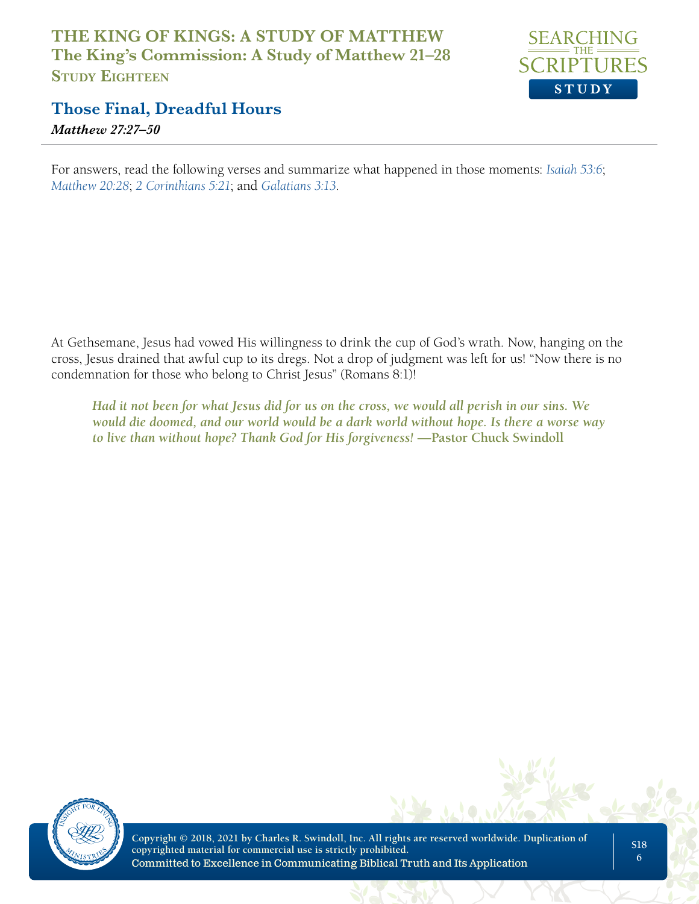For answers, read the following verses and summarize what happened in those moments: *Isaiah 53:6*; *Matthew 20:28*; *2 Corinthians 5:21*; and *Galatians 3:13*.

At Gethsemane, Jesus had vowed His willingness to drink the cup of God's wrath. Now, hanging on the cross, Jesus drained that awful cup to its dregs. Not a drop of judgment was left for us! "Now there is no condemnation for those who belong to Christ Jesus" (Romans 8:1)!

> ***Had it not been for what Jesus did for us on the cross, we would all perish in our sins. We would die doomed, and our world would be a dark world without hope. Is there a worse way to live than without hope? Thank God for His forgiveness!* —Pastor Chuck Swindoll**

**Copyright © 2018, 2021 by Charles R. Swindoll, Inc. All rights are reserved worldwide. Duplication of copyrighted material for commercial use is strictly prohibited.**
Committed to Excellence in Communicating Biblical Truth and Its Application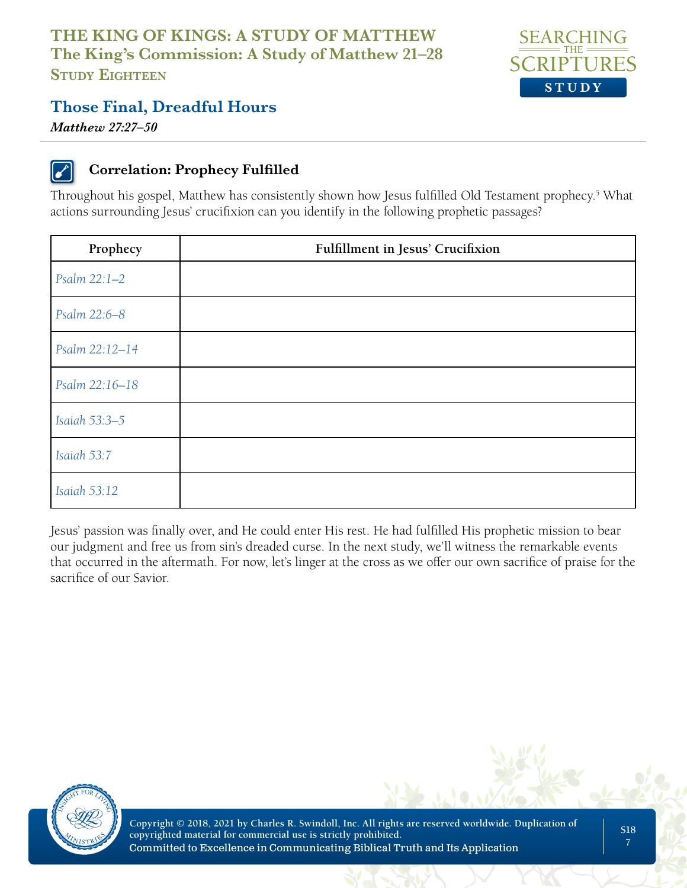# Those Final, Dreadful Hours

*Matthew 27:27–50*

### Correlation: Prophecy Fulfilled

Throughout his gospel, Matthew has consistently shown how Jesus fulfilled Old Testament prophecy.[5] What actions surrounding Jesus' crucifixion can you identify in the following prophetic passages?

| Prophecy | Fulfillment in Jesus' Crucifixion |
|---|---|
| *Psalm 22:1–2* | |
| *Psalm 22:6–8* | |
| *Psalm 22:12–14* | |
| *Psalm 22:16–18* | |
| *Isaiah 53:3–5* | |
| *Isaiah 53:7* | |
| *Isaiah 53:12* | |

Jesus' passion was finally over, and He could enter His rest. He had fulfilled His prophetic mission to bear our judgment and free us from sin's dreaded curse. In the next study, we'll witness the remarkable events that occurred in the aftermath. For now, let's linger at the cross as we offer our own sacrifice of praise for the sacrifice of our Savior.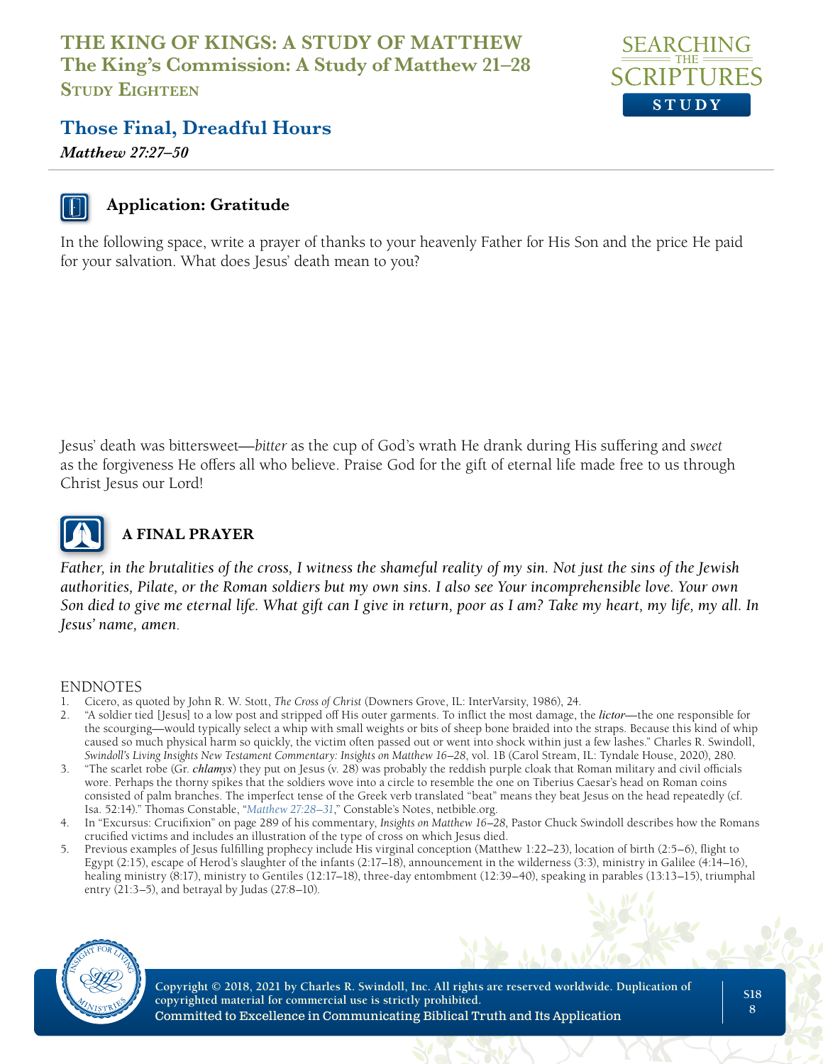## Application: Gratitude

In the following space, write a prayer of thanks to your heavenly Father for His Son and the price He paid for your salvation. What does Jesus' death mean to you?

Jesus' death was bittersweet—*bitter* as the cup of God's wrath He drank during His suffering and *sweet* as the forgiveness He offers all who believe. Praise God for the gift of eternal life made free to us through Christ Jesus our Lord!

## A FINAL PRAYER

*Father, in the brutalities of the cross, I witness the shameful reality of my sin. Not just the sins of the Jewish authorities, Pilate, or the Roman soldiers but my own sins. I also see Your incomprehensible love. Your own Son died to give me eternal life. What gift can I give in return, poor as I am? Take my heart, my life, my all. In Jesus' name, amen.*

ENDNOTES

1. Cicero, as quoted by John R. W. Stott, *The Cross of Christ* (Downers Grove, IL: InterVarsity, 1986), 24.
2. "A soldier tied [Jesus] to a low post and stripped off His outer garments. To inflict the most damage, the ***lictor***—the one responsible for the scourging—would typically select a whip with small weights or bits of sheep bone braided into the straps. Because this kind of whip caused so much physical harm so quickly, the victim often passed out or went into shock within just a few lashes." Charles R. Swindoll, *Swindoll's Living Insights New Testament Commentary: Insights on Matthew 16–28*, vol. 1B (Carol Stream, IL: Tyndale House, 2020), 280.
3. "The scarlet robe (Gr. ***chlamys***) they put on Jesus (v. 28) was probably the reddish purple cloak that Roman military and civil officials wore. Perhaps the thorny spikes that the soldiers wove into a circle to resemble the one on Tiberius Caesar's head on Roman coins consisted of palm branches. The imperfect tense of the Greek verb translated "beat" means they beat Jesus on the head repeatedly (cf. Isa. 52:14)." Thomas Constable, "*Matthew 27:28–31*," Constable's Notes, netbible.org.
4. In "Excursus: Crucifixion" on page 289 of his commentary, *Insights on Matthew 16–28*, Pastor Chuck Swindoll describes how the Romans crucified victims and includes an illustration of the type of cross on which Jesus died.
5. Previous examples of Jesus fulfilling prophecy include His virginal conception (Matthew 1:22–23), location of birth (2:5–6), flight to Egypt (2:15), escape of Herod's slaughter of the infants (2:17–18), announcement in the wilderness (3:3), ministry in Galilee (4:14–16), healing ministry (8:17), ministry to Gentiles (12:17–18), three-day entombment (12:39–40), speaking in parables (13:13–15), triumphal entry (21:3–5), and betrayal by Judas (27:8–10).